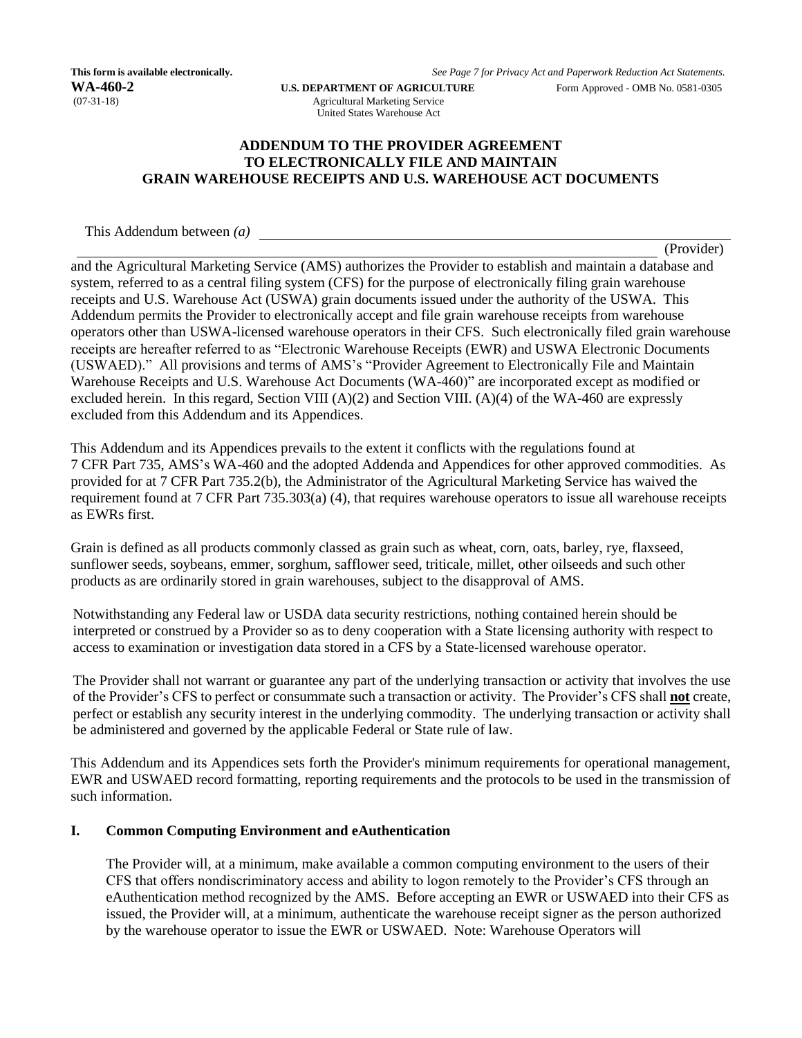**This form is available electronically.** *See Page 7 for Privacy Act and Paperwork Reduction Act Statements.*

**WA-460-2** (07-31-18)

**U.S. DEPARTMENT OF AGRICULTURE**
Agricultural Marketing Service
United States Warehouse Act

Form Approved - OMB No. 0581-0305

## ADDENDUM TO THE PROVIDER AGREEMENT TO ELECTRONICALLY FILE AND MAINTAIN GRAIN WAREHOUSE RECEIPTS AND U.S. WAREHOUSE ACT DOCUMENTS

This Addendum between *(a)* \_\_\_\_\_\_\_\_\_\_\_\_\_\_\_\_\_\_\_\_\_\_\_\_\_\_\_\_\_\_\_\_\_\_\_\_\_\_\_\_\_\_\_\_\_\_\_\_\_\_ (Provider) and the Agricultural Marketing Service (AMS) authorizes the Provider to establish and maintain a database and system, referred to as a central filing system (CFS) for the purpose of electronically filing grain warehouse receipts and U.S. Warehouse Act (USWA) grain documents issued under the authority of the USWA. This Addendum permits the Provider to electronically accept and file grain warehouse receipts from warehouse operators other than USWA-licensed warehouse operators in their CFS. Such electronically filed grain warehouse receipts are hereafter referred to as "Electronic Warehouse Receipts (EWR) and USWA Electronic Documents (USWAED)." All provisions and terms of AMS's "Provider Agreement to Electronically File and Maintain Warehouse Receipts and U.S. Warehouse Act Documents (WA-460)" are incorporated except as modified or excluded herein. In this regard, Section VIII (A)(2) and Section VIII. (A)(4) of the WA-460 are expressly excluded from this Addendum and its Appendices.

This Addendum and its Appendices prevails to the extent it conflicts with the regulations found at 7 CFR Part 735, AMS's WA-460 and the adopted Addenda and Appendices for other approved commodities. As provided for at 7 CFR Part 735.2(b), the Administrator of the Agricultural Marketing Service has waived the requirement found at 7 CFR Part 735.303(a) (4), that requires warehouse operators to issue all warehouse receipts as EWRs first.

Grain is defined as all products commonly classed as grain such as wheat, corn, oats, barley, rye, flaxseed, sunflower seeds, soybeans, emmer, sorghum, safflower seed, triticale, millet, other oilseeds and such other products as are ordinarily stored in grain warehouses, subject to the disapproval of AMS.

Notwithstanding any Federal law or USDA data security restrictions, nothing contained herein should be interpreted or construed by a Provider so as to deny cooperation with a State licensing authority with respect to access to examination or investigation data stored in a CFS by a State-licensed warehouse operator.

The Provider shall not warrant or guarantee any part of the underlying transaction or activity that involves the use of the Provider's CFS to perfect or consummate such a transaction or activity. The Provider's CFS shall **not** create, perfect or establish any security interest in the underlying commodity. The underlying transaction or activity shall be administered and governed by the applicable Federal or State rule of law.

This Addendum and its Appendices sets forth the Provider's minimum requirements for operational management, EWR and USWAED record formatting, reporting requirements and the protocols to be used in the transmission of such information.

### I. Common Computing Environment and eAuthentication

The Provider will, at a minimum, make available a common computing environment to the users of their CFS that offers nondiscriminatory access and ability to logon remotely to the Provider's CFS through an eAuthentication method recognized by the AMS. Before accepting an EWR or USWAED into their CFS as issued, the Provider will, at a minimum, authenticate the warehouse receipt signer as the person authorized by the warehouse operator to issue the EWR or USWAED. Note: Warehouse Operators will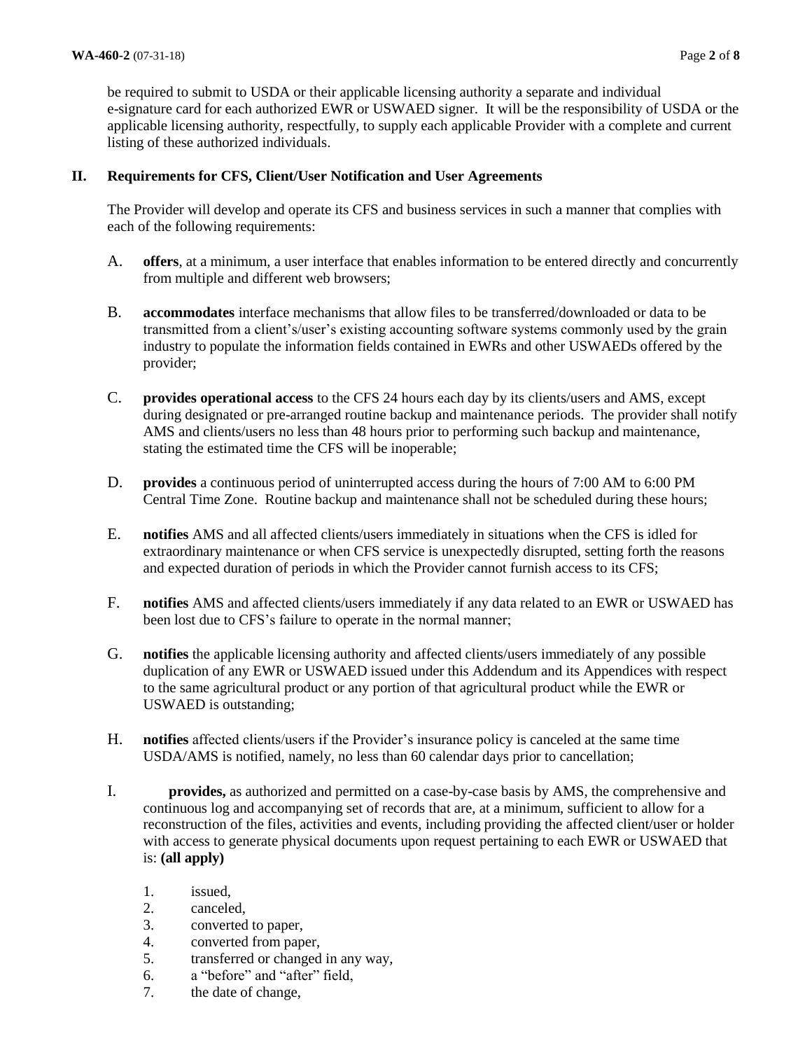be required to submit to USDA or their applicable licensing authority a separate and individual e-signature card for each authorized EWR or USWAED signer. It will be the responsibility of USDA or the applicable licensing authority, respectfully, to supply each applicable Provider with a complete and current listing of these authorized individuals.

## II. Requirements for CFS, Client/User Notification and User Agreements

The Provider will develop and operate its CFS and business services in such a manner that complies with each of the following requirements:

A. **offers**, at a minimum, a user interface that enables information to be entered directly and concurrently from multiple and different web browsers;

B. **accommodates** interface mechanisms that allow files to be transferred/downloaded or data to be transmitted from a client's/user's existing accounting software systems commonly used by the grain industry to populate the information fields contained in EWRs and other USWAEDs offered by the provider;

C. **provides operational access** to the CFS 24 hours each day by its clients/users and AMS, except during designated or pre-arranged routine backup and maintenance periods. The provider shall notify AMS and clients/users no less than 48 hours prior to performing such backup and maintenance, stating the estimated time the CFS will be inoperable;

D. **provides** a continuous period of uninterrupted access during the hours of 7:00 AM to 6:00 PM Central Time Zone. Routine backup and maintenance shall not be scheduled during these hours;

E. **notifies** AMS and all affected clients/users immediately in situations when the CFS is idled for extraordinary maintenance or when CFS service is unexpectedly disrupted, setting forth the reasons and expected duration of periods in which the Provider cannot furnish access to its CFS;

F. **notifies** AMS and affected clients/users immediately if any data related to an EWR or USWAED has been lost due to CFS's failure to operate in the normal manner;

G. **notifies** the applicable licensing authority and affected clients/users immediately of any possible duplication of any EWR or USWAED issued under this Addendum and its Appendices with respect to the same agricultural product or any portion of that agricultural product while the EWR or USWAED is outstanding;

H. **notifies** affected clients/users if the Provider's insurance policy is canceled at the same time USDA/AMS is notified, namely, no less than 60 calendar days prior to cancellation;

I. **provides,** as authorized and permitted on a case-by-case basis by AMS, the comprehensive and continuous log and accompanying set of records that are, at a minimum, sufficient to allow for a reconstruction of the files, activities and events, including providing the affected client/user or holder with access to generate physical documents upon request pertaining to each EWR or USWAED that is: **(all apply)**

1. issued,
2. canceled,
3. converted to paper,
4. converted from paper,
5. transferred or changed in any way,
6. a "before" and "after" field,
7. the date of change,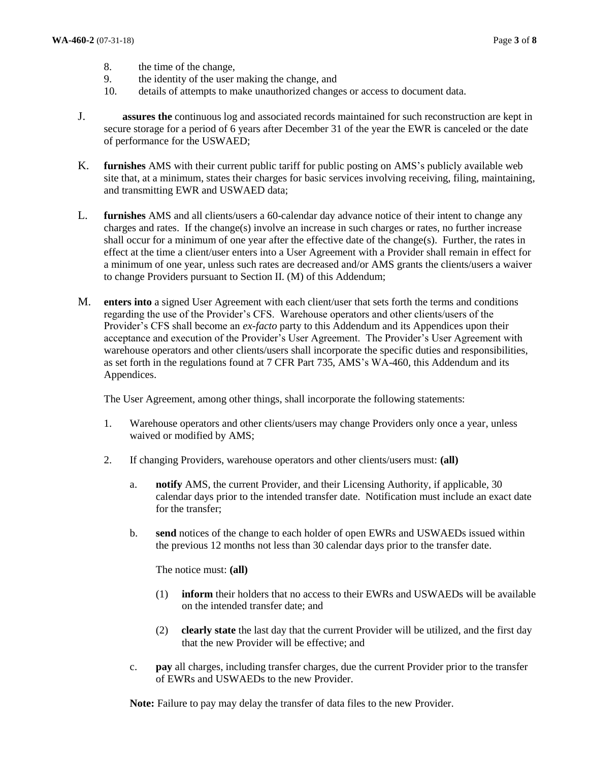8. the time of the change,
9. the identity of the user making the change, and
10. details of attempts to make unauthorized changes or access to document data.

J. **assures the** continuous log and associated records maintained for such reconstruction are kept in secure storage for a period of 6 years after December 31 of the year the EWR is canceled or the date of performance for the USWAED;

K. **furnishes** AMS with their current public tariff for public posting on AMS's publicly available web site that, at a minimum, states their charges for basic services involving receiving, filing, maintaining, and transmitting EWR and USWAED data;

L. **furnishes** AMS and all clients/users a 60-calendar day advance notice of their intent to change any charges and rates. If the change(s) involve an increase in such charges or rates, no further increase shall occur for a minimum of one year after the effective date of the change(s). Further, the rates in effect at the time a client/user enters into a User Agreement with a Provider shall remain in effect for a minimum of one year, unless such rates are decreased and/or AMS grants the clients/users a waiver to change Providers pursuant to Section II. (M) of this Addendum;

M. **enters into** a signed User Agreement with each client/user that sets forth the terms and conditions regarding the use of the Provider's CFS. Warehouse operators and other clients/users of the Provider's CFS shall become an *ex-facto* party to this Addendum and its Appendices upon their acceptance and execution of the Provider's User Agreement. The Provider's User Agreement with warehouse operators and other clients/users shall incorporate the specific duties and responsibilities, as set forth in the regulations found at 7 CFR Part 735, AMS's WA-460, this Addendum and its Appendices.

   The User Agreement, among other things, shall incorporate the following statements:

   1. Warehouse operators and other clients/users may change Providers only once a year, unless waived or modified by AMS;

   2. If changing Providers, warehouse operators and other clients/users must: **(all)**

      a. **notify** AMS, the current Provider, and their Licensing Authority, if applicable, 30 calendar days prior to the intended transfer date. Notification must include an exact date for the transfer;

      b. **send** notices of the change to each holder of open EWRs and USWAEDs issued within the previous 12 months not less than 30 calendar days prior to the transfer date.

         The notice must: **(all)**

         (1) **inform** their holders that no access to their EWRs and USWAEDs will be available on the intended transfer date; and

         (2) **clearly state** the last day that the current Provider will be utilized, and the first day that the new Provider will be effective; and

      c. **pay** all charges, including transfer charges, due the current Provider prior to the transfer of EWRs and USWAEDs to the new Provider.

   **Note:** Failure to pay may delay the transfer of data files to the new Provider.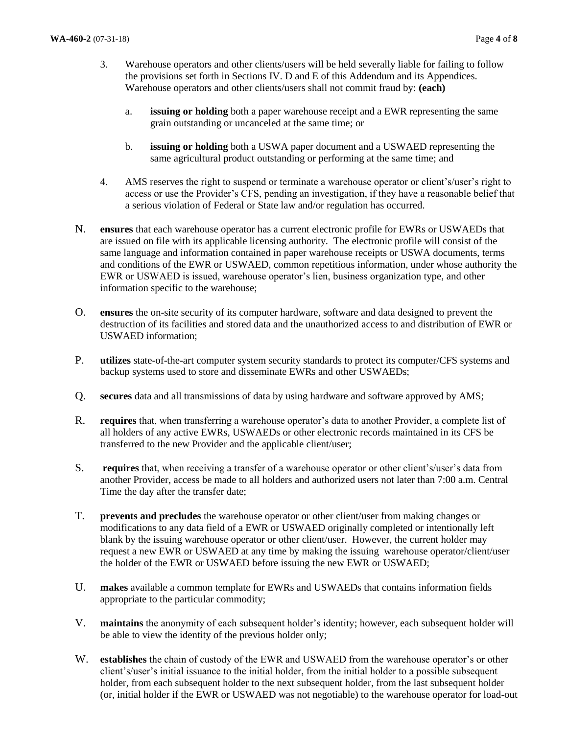3. Warehouse operators and other clients/users will be held severally liable for failing to follow the provisions set forth in Sections IV. D and E of this Addendum and its Appendices. Warehouse operators and other clients/users shall not commit fraud by: **(each)**

   a. **issuing or holding** both a paper warehouse receipt and a EWR representing the same grain outstanding or uncanceled at the same time; or

   b. **issuing or holding** both a USWA paper document and a USWAED representing the same agricultural product outstanding or performing at the same time; and

4. AMS reserves the right to suspend or terminate a warehouse operator or client's/user's right to access or use the Provider's CFS, pending an investigation, if they have a reasonable belief that a serious violation of Federal or State law and/or regulation has occurred.

N. **ensures** that each warehouse operator has a current electronic profile for EWRs or USWAEDs that are issued on file with its applicable licensing authority. The electronic profile will consist of the same language and information contained in paper warehouse receipts or USWA documents, terms and conditions of the EWR or USWAED, common repetitious information, under whose authority the EWR or USWAED is issued, warehouse operator's lien, business organization type, and other information specific to the warehouse;

O. **ensures** the on-site security of its computer hardware, software and data designed to prevent the destruction of its facilities and stored data and the unauthorized access to and distribution of EWR or USWAED information;

P. **utilizes** state-of-the-art computer system security standards to protect its computer/CFS systems and backup systems used to store and disseminate EWRs and other USWAEDs;

Q. **secures** data and all transmissions of data by using hardware and software approved by AMS;

R. **requires** that, when transferring a warehouse operator's data to another Provider, a complete list of all holders of any active EWRs, USWAEDs or other electronic records maintained in its CFS be transferred to the new Provider and the applicable client/user;

S. **requires** that, when receiving a transfer of a warehouse operator or other client's/user's data from another Provider, access be made to all holders and authorized users not later than 7:00 a.m. Central Time the day after the transfer date;

T. **prevents and precludes** the warehouse operator or other client/user from making changes or modifications to any data field of a EWR or USWAED originally completed or intentionally left blank by the issuing warehouse operator or other client/user. However, the current holder may request a new EWR or USWAED at any time by making the issuing warehouse operator/client/user the holder of the EWR or USWAED before issuing the new EWR or USWAED;

U. **makes** available a common template for EWRs and USWAEDs that contains information fields appropriate to the particular commodity;

V. **maintains** the anonymity of each subsequent holder's identity; however, each subsequent holder will be able to view the identity of the previous holder only;

W. **establishes** the chain of custody of the EWR and USWAED from the warehouse operator's or other client's/user's initial issuance to the initial holder, from the initial holder to a possible subsequent holder, from each subsequent holder to the next subsequent holder, from the last subsequent holder (or, initial holder if the EWR or USWAED was not negotiable) to the warehouse operator for load-out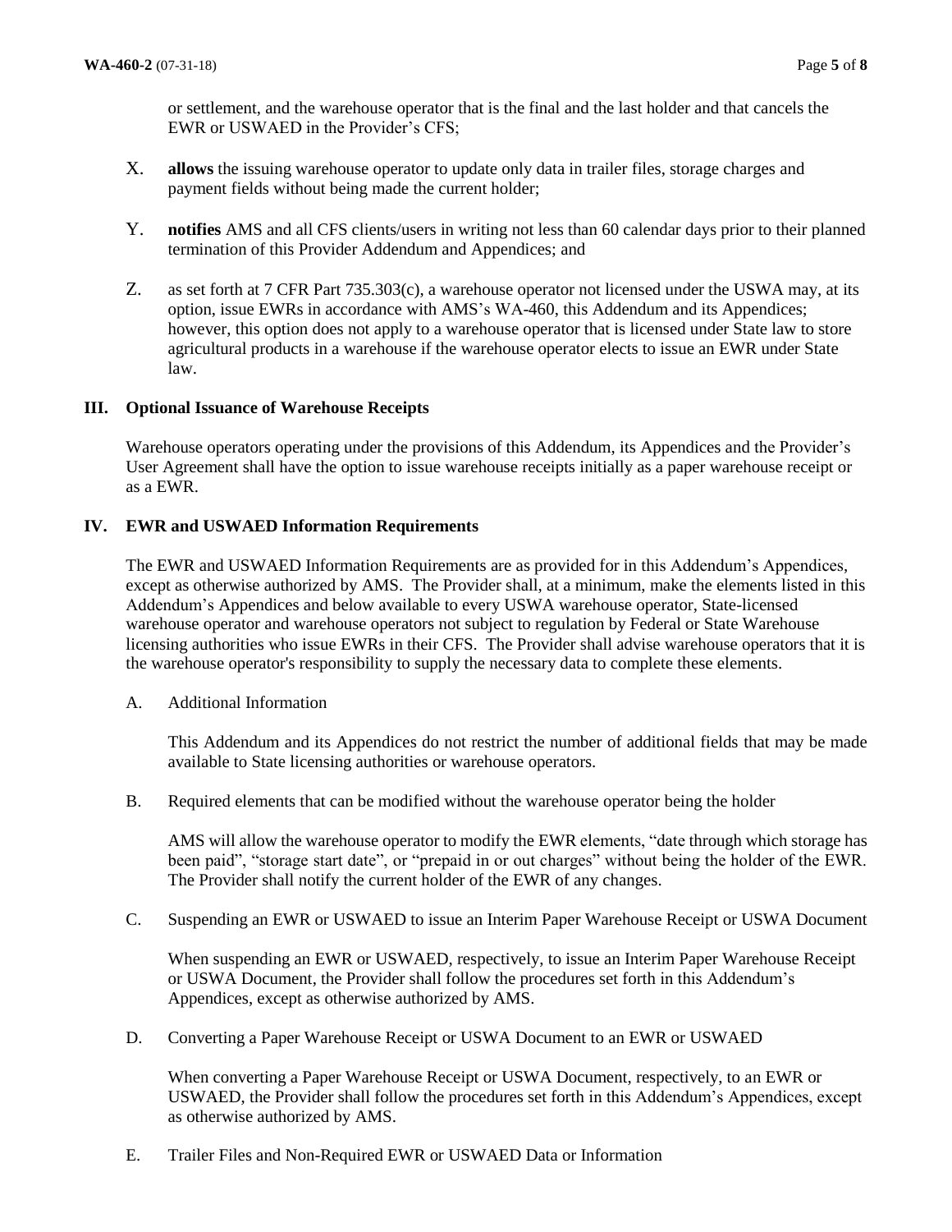or settlement, and the warehouse operator that is the final and the last holder and that cancels the EWR or USWAED in the Provider's CFS;

X. **allows** the issuing warehouse operator to update only data in trailer files, storage charges and payment fields without being made the current holder;

Y. **notifies** AMS and all CFS clients/users in writing not less than 60 calendar days prior to their planned termination of this Provider Addendum and Appendices; and

Z. as set forth at 7 CFR Part 735.303(c), a warehouse operator not licensed under the USWA may, at its option, issue EWRs in accordance with AMS's WA-460, this Addendum and its Appendices; however, this option does not apply to a warehouse operator that is licensed under State law to store agricultural products in a warehouse if the warehouse operator elects to issue an EWR under State law.

## III. Optional Issuance of Warehouse Receipts

Warehouse operators operating under the provisions of this Addendum, its Appendices and the Provider's User Agreement shall have the option to issue warehouse receipts initially as a paper warehouse receipt or as a EWR.

## IV. EWR and USWAED Information Requirements

The EWR and USWAED Information Requirements are as provided for in this Addendum's Appendices, except as otherwise authorized by AMS. The Provider shall, at a minimum, make the elements listed in this Addendum's Appendices and below available to every USWA warehouse operator, State-licensed warehouse operator and warehouse operators not subject to regulation by Federal or State Warehouse licensing authorities who issue EWRs in their CFS. The Provider shall advise warehouse operators that it is the warehouse operator's responsibility to supply the necessary data to complete these elements.

A. Additional Information

This Addendum and its Appendices do not restrict the number of additional fields that may be made available to State licensing authorities or warehouse operators.

B. Required elements that can be modified without the warehouse operator being the holder

AMS will allow the warehouse operator to modify the EWR elements, "date through which storage has been paid", "storage start date", or "prepaid in or out charges" without being the holder of the EWR. The Provider shall notify the current holder of the EWR of any changes.

C. Suspending an EWR or USWAED to issue an Interim Paper Warehouse Receipt or USWA Document

When suspending an EWR or USWAED, respectively, to issue an Interim Paper Warehouse Receipt or USWA Document, the Provider shall follow the procedures set forth in this Addendum's Appendices, except as otherwise authorized by AMS.

D. Converting a Paper Warehouse Receipt or USWA Document to an EWR or USWAED

When converting a Paper Warehouse Receipt or USWA Document, respectively, to an EWR or USWAED, the Provider shall follow the procedures set forth in this Addendum's Appendices, except as otherwise authorized by AMS.

E. Trailer Files and Non-Required EWR or USWAED Data or Information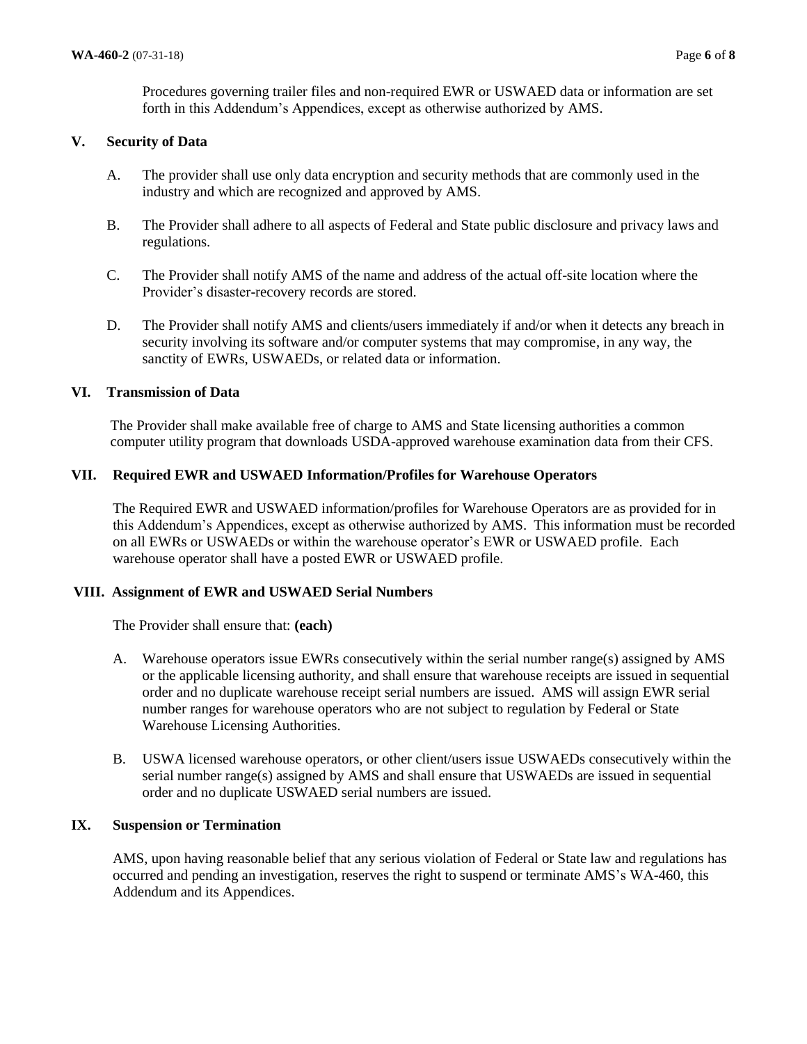Procedures governing trailer files and non-required EWR or USWAED data or information are set forth in this Addendum's Appendices, except as otherwise authorized by AMS.

## V. Security of Data

A. The provider shall use only data encryption and security methods that are commonly used in the industry and which are recognized and approved by AMS.

B. The Provider shall adhere to all aspects of Federal and State public disclosure and privacy laws and regulations.

C. The Provider shall notify AMS of the name and address of the actual off-site location where the Provider's disaster-recovery records are stored.

D. The Provider shall notify AMS and clients/users immediately if and/or when it detects any breach in security involving its software and/or computer systems that may compromise, in any way, the sanctity of EWRs, USWAEDs, or related data or information.

## VI. Transmission of Data

The Provider shall make available free of charge to AMS and State licensing authorities a common computer utility program that downloads USDA-approved warehouse examination data from their CFS.

## VII. Required EWR and USWAED Information/Profiles for Warehouse Operators

The Required EWR and USWAED information/profiles for Warehouse Operators are as provided for in this Addendum's Appendices, except as otherwise authorized by AMS. This information must be recorded on all EWRs or USWAEDs or within the warehouse operator's EWR or USWAED profile. Each warehouse operator shall have a posted EWR or USWAED profile.

## VIII. Assignment of EWR and USWAED Serial Numbers

The Provider shall ensure that: **(each)**

A. Warehouse operators issue EWRs consecutively within the serial number range(s) assigned by AMS or the applicable licensing authority, and shall ensure that warehouse receipts are issued in sequential order and no duplicate warehouse receipt serial numbers are issued. AMS will assign EWR serial number ranges for warehouse operators who are not subject to regulation by Federal or State Warehouse Licensing Authorities.

B. USWA licensed warehouse operators, or other client/users issue USWAEDs consecutively within the serial number range(s) assigned by AMS and shall ensure that USWAEDs are issued in sequential order and no duplicate USWAED serial numbers are issued.

## IX. Suspension or Termination

AMS, upon having reasonable belief that any serious violation of Federal or State law and regulations has occurred and pending an investigation, reserves the right to suspend or terminate AMS's WA-460, this Addendum and its Appendices.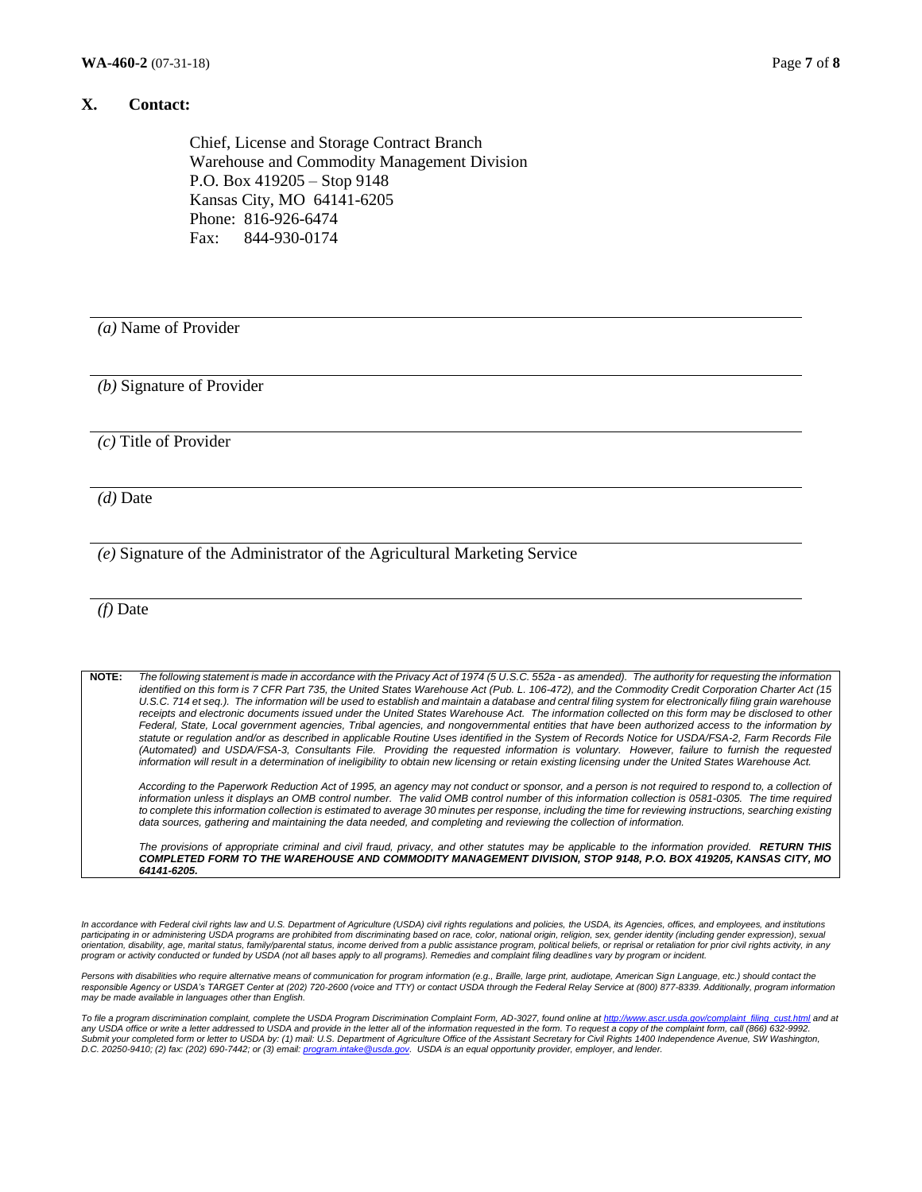## X. Contact:

Chief, License and Storage Contract Branch
Warehouse and Commodity Management Division
P.O. Box 419205 – Stop 9148
Kansas City, MO 64141-6205
Phone: 816-926-6474
Fax: 844-930-0174

---

*(a)* Name of Provider

---

*(b)* Signature of Provider

---

*(c)* Title of Provider

---

*(d)* Date

---

*(e)* Signature of the Administrator of the Agricultural Marketing Service

---

*(f)* Date

**NOTE:** *The following statement is made in accordance with the Privacy Act of 1974 (5 U.S.C. 552a - as amended). The authority for requesting the information identified on this form is 7 CFR Part 735, the United States Warehouse Act (Pub. L. 106-472), and the Commodity Credit Corporation Charter Act (15 U.S.C. 714 et seq.). The information will be used to establish and maintain a database and central filing system for electronically filing grain warehouse receipts and electronic documents issued under the United States Warehouse Act. The information collected on this form may be disclosed to other Federal, State, Local government agencies, Tribal agencies, and nongovernmental entities that have been authorized access to the information by statute or regulation and/or as described in applicable Routine Uses identified in the System of Records Notice for USDA/FSA-2, Farm Records File (Automated) and USDA/FSA-3, Consultants File. Providing the requested information is voluntary. However, failure to furnish the requested information will result in a determination of ineligibility to obtain new licensing or retain existing licensing under the United States Warehouse Act.*

*According to the Paperwork Reduction Act of 1995, an agency may not conduct or sponsor, and a person is not required to respond to, a collection of information unless it displays an OMB control number. The valid OMB control number of this information collection is 0581-0305. The time required to complete this information collection is estimated to average 30 minutes per response, including the time for reviewing instructions, searching existing data sources, gathering and maintaining the data needed, and completing and reviewing the collection of information.*

*The provisions of appropriate criminal and civil fraud, privacy, and other statutes may be applicable to the information provided.* ***RETURN THIS COMPLETED FORM TO THE WAREHOUSE AND COMMODITY MANAGEMENT DIVISION, STOP 9148, P.O. BOX 419205, KANSAS CITY, MO 64141-6205.***

*In accordance with Federal civil rights law and U.S. Department of Agriculture (USDA) civil rights regulations and policies, the USDA, its Agencies, offices, and employees, and institutions participating in or administering USDA programs are prohibited from discriminating based on race, color, national origin, religion, sex, gender identity (including gender expression), sexual orientation, disability, age, marital status, family/parental status, income derived from a public assistance program, political beliefs, or reprisal or retaliation for prior civil rights activity, in any program or activity conducted or funded by USDA (not all bases apply to all programs). Remedies and complaint filing deadlines vary by program or incident.*

*Persons with disabilities who require alternative means of communication for program information (e.g., Braille, large print, audiotape, American Sign Language, etc.) should contact the responsible Agency or USDA's TARGET Center at (202) 720-2600 (voice and TTY) or contact USDA through the Federal Relay Service at (800) 877-8339. Additionally, program information may be made available in languages other than English.*

*To file a program discrimination complaint, complete the USDA Program Discrimination Complaint Form, AD-3027, found online at http://www.ascr.usda.gov/complaint_filing_cust.html and at any USDA office or write a letter addressed to USDA and provide in the letter all of the information requested in the form. To request a copy of the complaint form, call (866) 632-9992. Submit your completed form or letter to USDA by: (1) mail: U.S. Department of Agriculture Office of the Assistant Secretary for Civil Rights 1400 Independence Avenue, SW Washington, D.C. 20250-9410; (2) fax: (202) 690-7442; or (3) email: program.intake@usda.gov. USDA is an equal opportunity provider, employer, and lender.*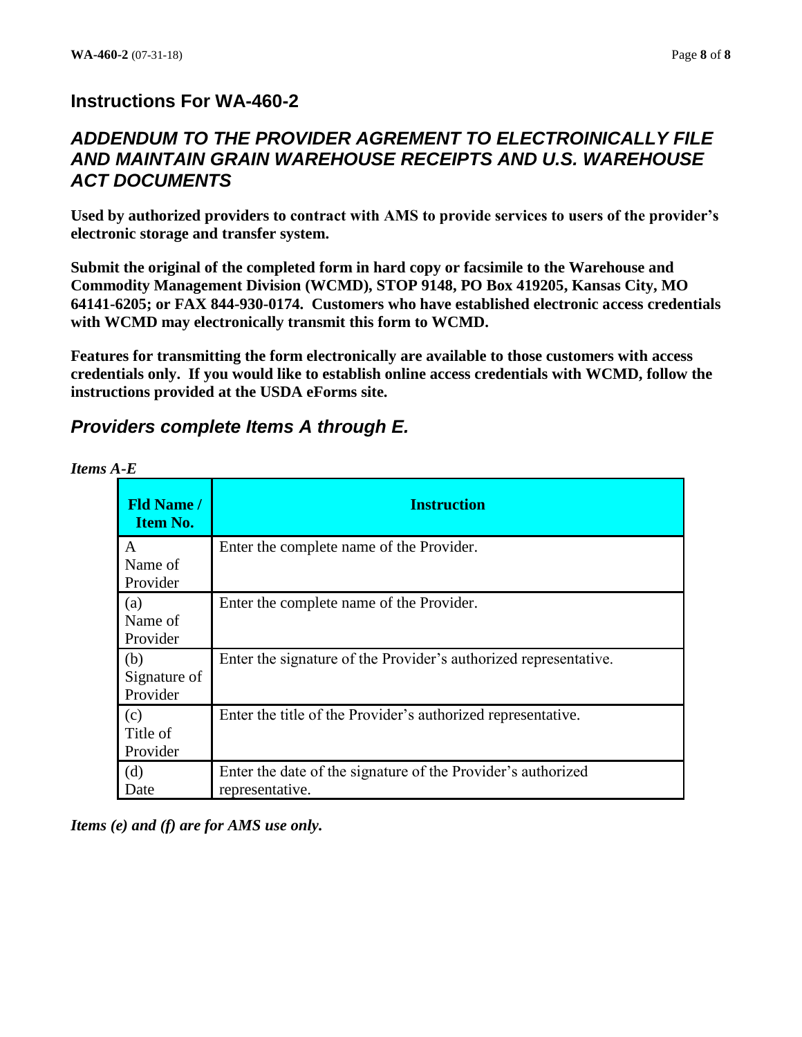## Instructions For WA-460-2

### *ADDENDUM TO THE PROVIDER AGREMENT TO ELECTROINICALLY FILE AND MAINTAIN GRAIN WAREHOUSE RECEIPTS AND U.S. WAREHOUSE ACT DOCUMENTS*

**Used by authorized providers to contract with AMS to provide services to users of the provider's electronic storage and transfer system.**

**Submit the original of the completed form in hard copy or facsimile to the Warehouse and Commodity Management Division (WCMD), STOP 9148, PO Box 419205, Kansas City, MO 64141-6205; or FAX 844-930-0174. Customers who have established electronic access credentials with WCMD may electronically transmit this form to WCMD.**

**Features for transmitting the form electronically are available to those customers with access credentials only. If you would like to establish online access credentials with WCMD, follow the instructions provided at the USDA eForms site.**

### *Providers complete Items A through E.*

***Items A-E***

| Fld Name / Item No. | Instruction |
|---|---|
| A Name of Provider | Enter the complete name of the Provider. |
| (a) Name of Provider | Enter the complete name of the Provider. |
| (b) Signature of Provider | Enter the signature of the Provider's authorized representative. |
| (c) Title of Provider | Enter the title of the Provider's authorized representative. |
| (d) Date | Enter the date of the signature of the Provider's authorized representative. |

***Items (e) and (f) are for AMS use only.***